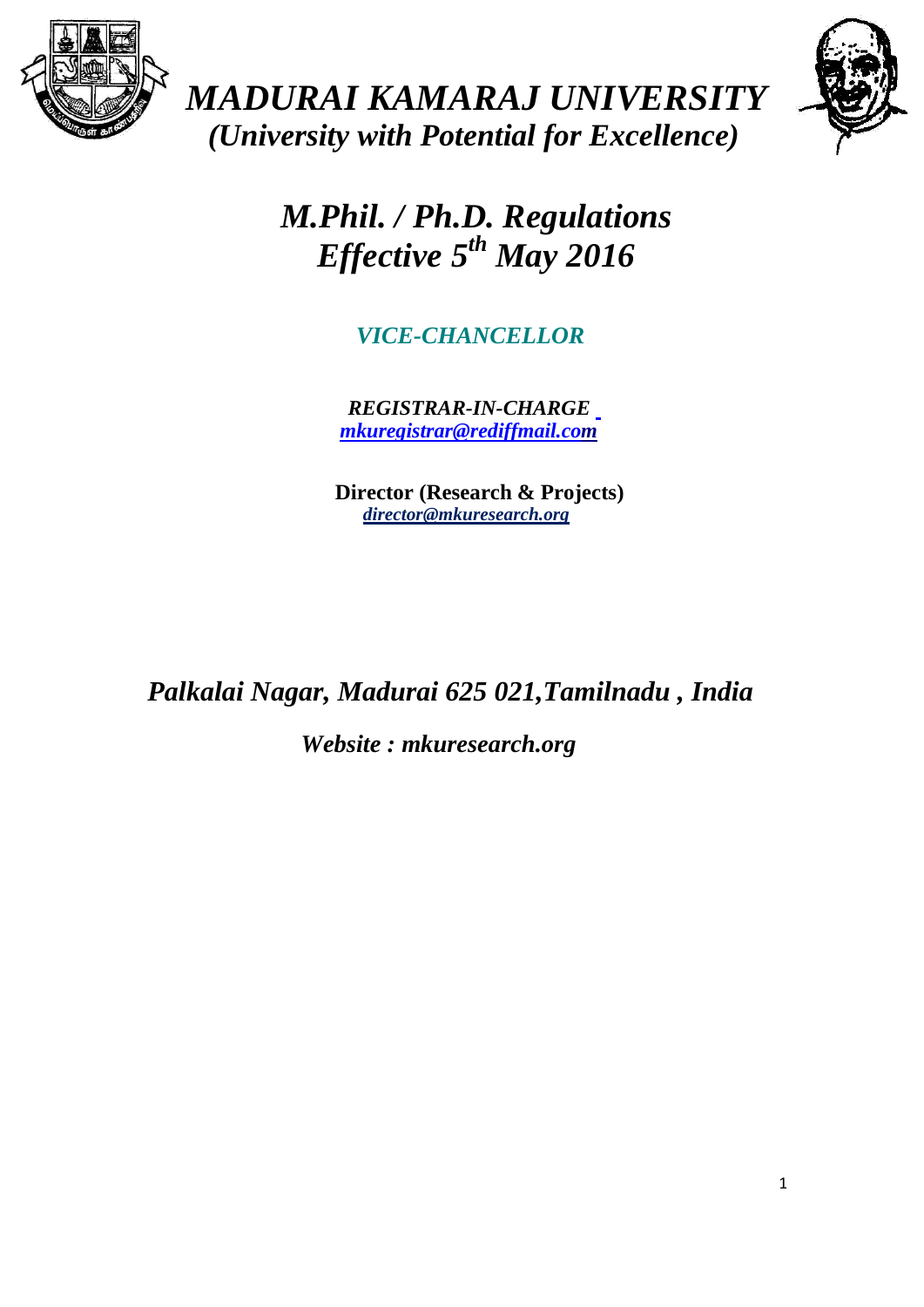# *MADURAI KAMARAJ UNIVERSITY*

***(University with Potential for Excellence)***

# *M.Phil. / Ph.D. Regulations*
# *Effective 5th May 2016*

***VICE-CHANCELLOR***

***REGISTRAR-IN-CHARGE***
***mkuregistrar@rediffmail.com***

**Director (Research & Projects)**
***director@mkuresearch.org***

***Palkalai Nagar, Madurai 625 021,Tamilnadu , India***

***Website : mkuresearch.org***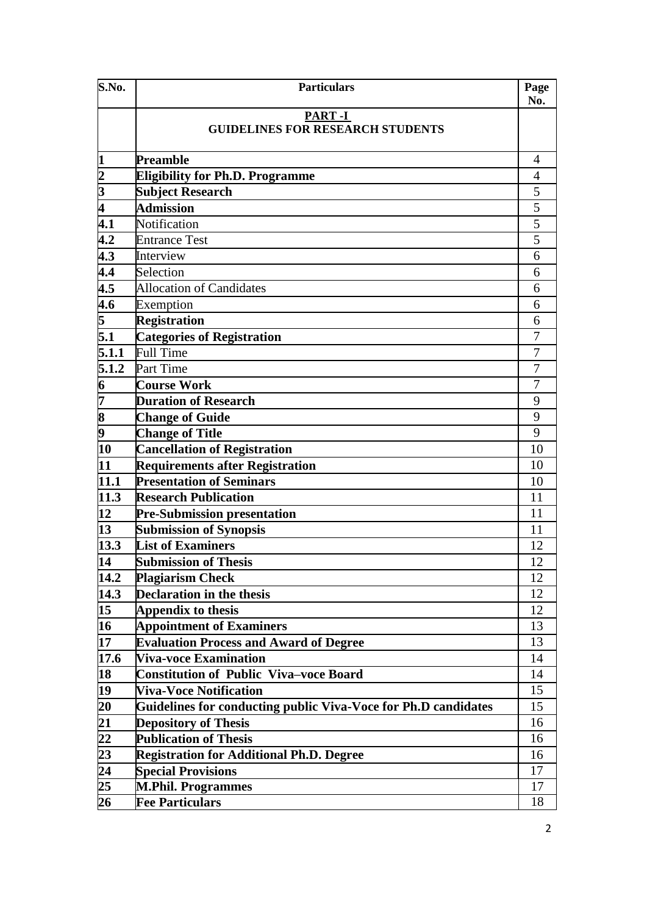| S.No. | Particulars | Page No. |
|---|---|---|
| | **PART -I**<br>**GUIDELINES FOR RESEARCH STUDENTS** | |
| **1** | **Preamble** | 4 |
| **2** | **Eligibility for Ph.D. Programme** | 4 |
| **3** | **Subject Research** | 5 |
| **4** | **Admission** | 5 |
| **4.1** | Notification | 5 |
| **4.2** | Entrance Test | 5 |
| **4.3** | Interview | 6 |
| **4.4** | Selection | 6 |
| **4.5** | Allocation of Candidates | 6 |
| **4.6** | Exemption | 6 |
| **5** | **Registration** | 6 |
| **5.1** | **Categories of Registration** | 7 |
| **5.1.1** | Full Time | 7 |
| **5.1.2** | Part Time | 7 |
| **6** | **Course Work** | 7 |
| **7** | **Duration of Research** | 9 |
| **8** | **Change of Guide** | 9 |
| **9** | **Change of Title** | 9 |
| **10** | **Cancellation of Registration** | 10 |
| **11** | **Requirements after Registration** | 10 |
| **11.1** | **Presentation of Seminars** | 10 |
| **11.3** | **Research Publication** | 11 |
| **12** | **Pre-Submission presentation** | 11 |
| **13** | **Submission of Synopsis** | 11 |
| **13.3** | **List of Examiners** | 12 |
| **14** | **Submission of Thesis** | 12 |
| **14.2** | **Plagiarism Check** | 12 |
| **14.3** | **Declaration in the thesis** | 12 |
| **15** | **Appendix to thesis** | 12 |
| **16** | **Appointment of Examiners** | 13 |
| **17** | **Evaluation Process and Award of Degree** | 13 |
| **17.6** | **Viva-voce Examination** | 14 |
| **18** | **Constitution of Public Viva–voce Board** | 14 |
| **19** | **Viva-Voce Notification** | 15 |
| **20** | **Guidelines for conducting public Viva-Voce for Ph.D candidates** | 15 |
| **21** | **Depository of Thesis** | 16 |
| **22** | **Publication of Thesis** | 16 |
| **23** | **Registration for Additional Ph.D. Degree** | 16 |
| **24** | **Special Provisions** | 17 |
| **25** | **M.Phil. Programmes** | 17 |
| **26** | **Fee Particulars** | 18 |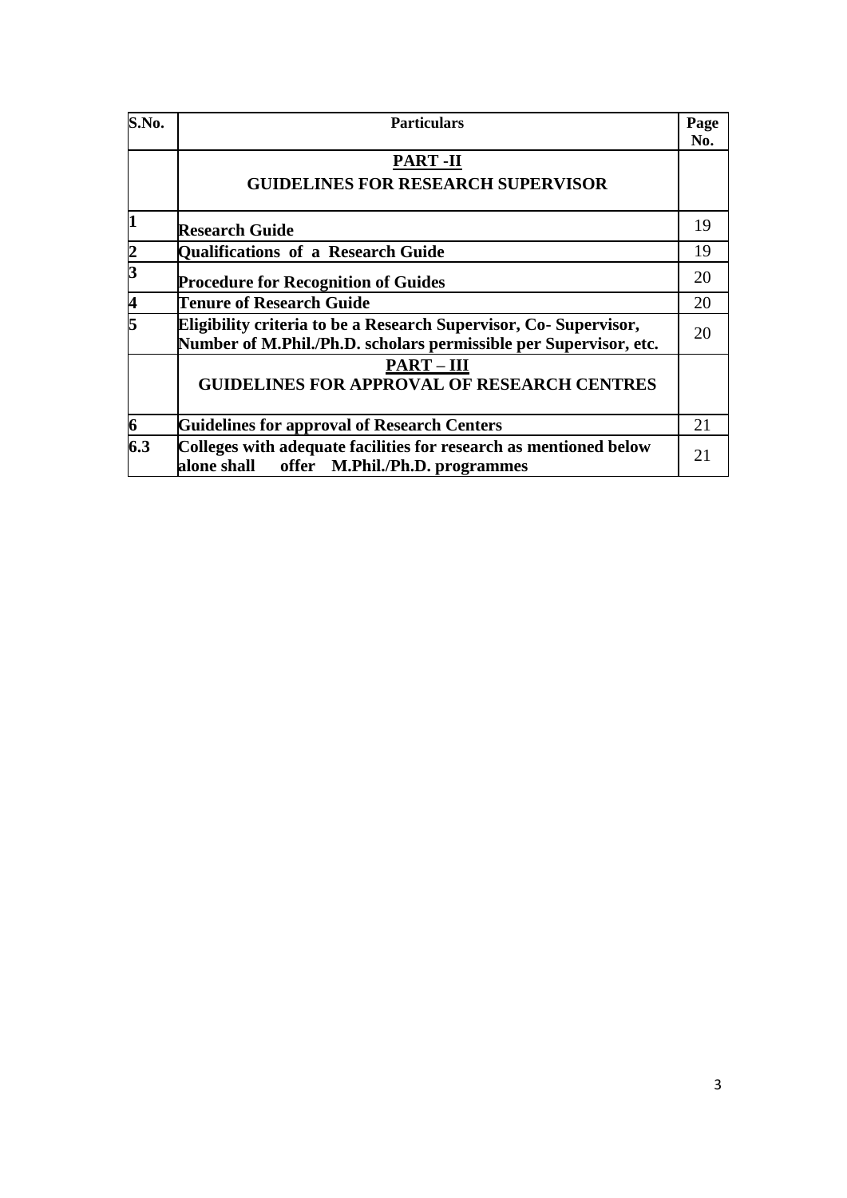| S.No. | Particulars | Page No. |
|---|---|---|
| | **PART -II** **GUIDELINES FOR RESEARCH SUPERVISOR** | |
| **1** | **Research Guide** | 19 |
| **2** | **Qualifications of a Research Guide** | 19 |
| **3** | **Procedure for Recognition of Guides** | 20 |
| **4** | **Tenure of Research Guide** | 20 |
| **5** | **Eligibility criteria to be a Research Supervisor, Co- Supervisor, Number of M.Phil./Ph.D. scholars permissible per Supervisor, etc.** | 20 |
| | **PART – III** **GUIDELINES FOR APPROVAL OF RESEARCH CENTRES** | |
| **6** | **Guidelines for approval of Research Centers** | 21 |
| **6.3** | **Colleges with adequate facilities for research as mentioned below alone shall offer M.Phil./Ph.D. programmes** | 21 |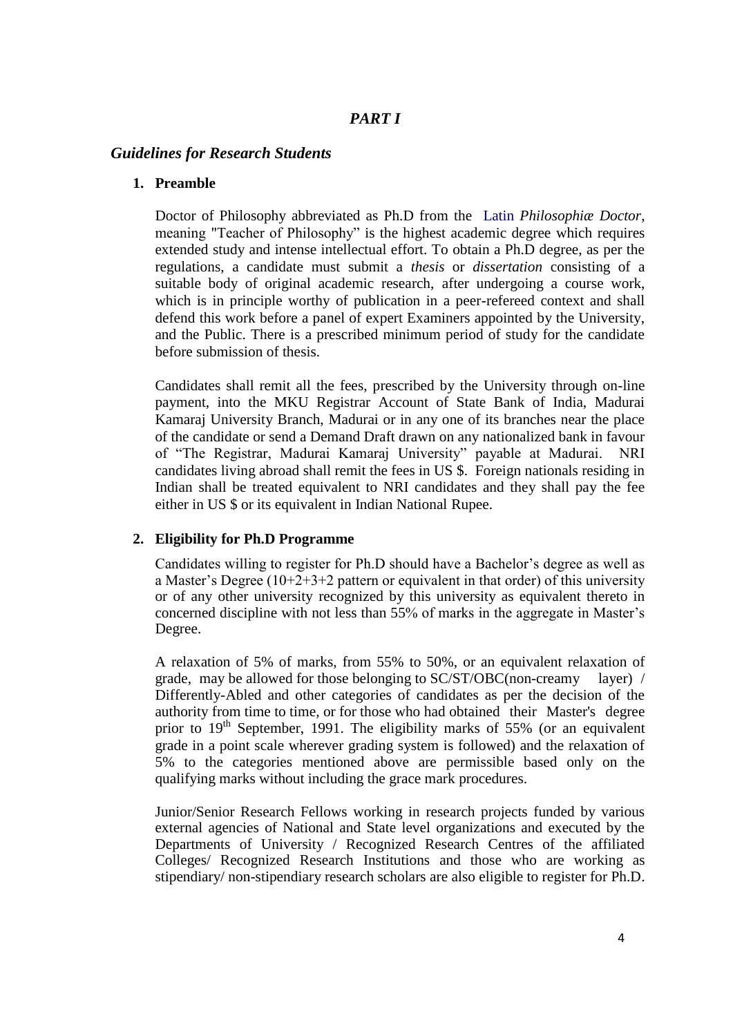# *PART I*

## *Guidelines for Research Students*

### 1. Preamble

Doctor of Philosophy abbreviated as Ph.D from the Latin *Philosophiæ Doctor*, meaning "Teacher of Philosophy" is the highest academic degree which requires extended study and intense intellectual effort. To obtain a Ph.D degree, as per the regulations, a candidate must submit a *thesis* or *dissertation* consisting of a suitable body of original academic research, after undergoing a course work, which is in principle worthy of publication in a peer-refereed context and shall defend this work before a panel of expert Examiners appointed by the University, and the Public. There is a prescribed minimum period of study for the candidate before submission of thesis.

Candidates shall remit all the fees, prescribed by the University through on-line payment, into the MKU Registrar Account of State Bank of India, Madurai Kamaraj University Branch, Madurai or in any one of its branches near the place of the candidate or send a Demand Draft drawn on any nationalized bank in favour of "The Registrar, Madurai Kamaraj University" payable at Madurai. NRI candidates living abroad shall remit the fees in US $. Foreign nationals residing in Indian shall be treated equivalent to NRI candidates and they shall pay the fee either in US $ or its equivalent in Indian National Rupee.

### 2. Eligibility for Ph.D Programme

Candidates willing to register for Ph.D should have a Bachelor's degree as well as a Master's Degree (10+2+3+2 pattern or equivalent in that order) of this university or of any other university recognized by this university as equivalent thereto in concerned discipline with not less than 55% of marks in the aggregate in Master's Degree.

A relaxation of 5% of marks, from 55% to 50%, or an equivalent relaxation of grade, may be allowed for those belonging to SC/ST/OBC(non-creamy layer) / Differently-Abled and other categories of candidates as per the decision of the authority from time to time, or for those who had obtained their Master's degree prior to 19th September, 1991. The eligibility marks of 55% (or an equivalent grade in a point scale wherever grading system is followed) and the relaxation of 5% to the categories mentioned above are permissible based only on the qualifying marks without including the grace mark procedures.

Junior/Senior Research Fellows working in research projects funded by various external agencies of National and State level organizations and executed by the Departments of University / Recognized Research Centres of the affiliated Colleges/ Recognized Research Institutions and those who are working as stipendiary/ non-stipendiary research scholars are also eligible to register for Ph.D.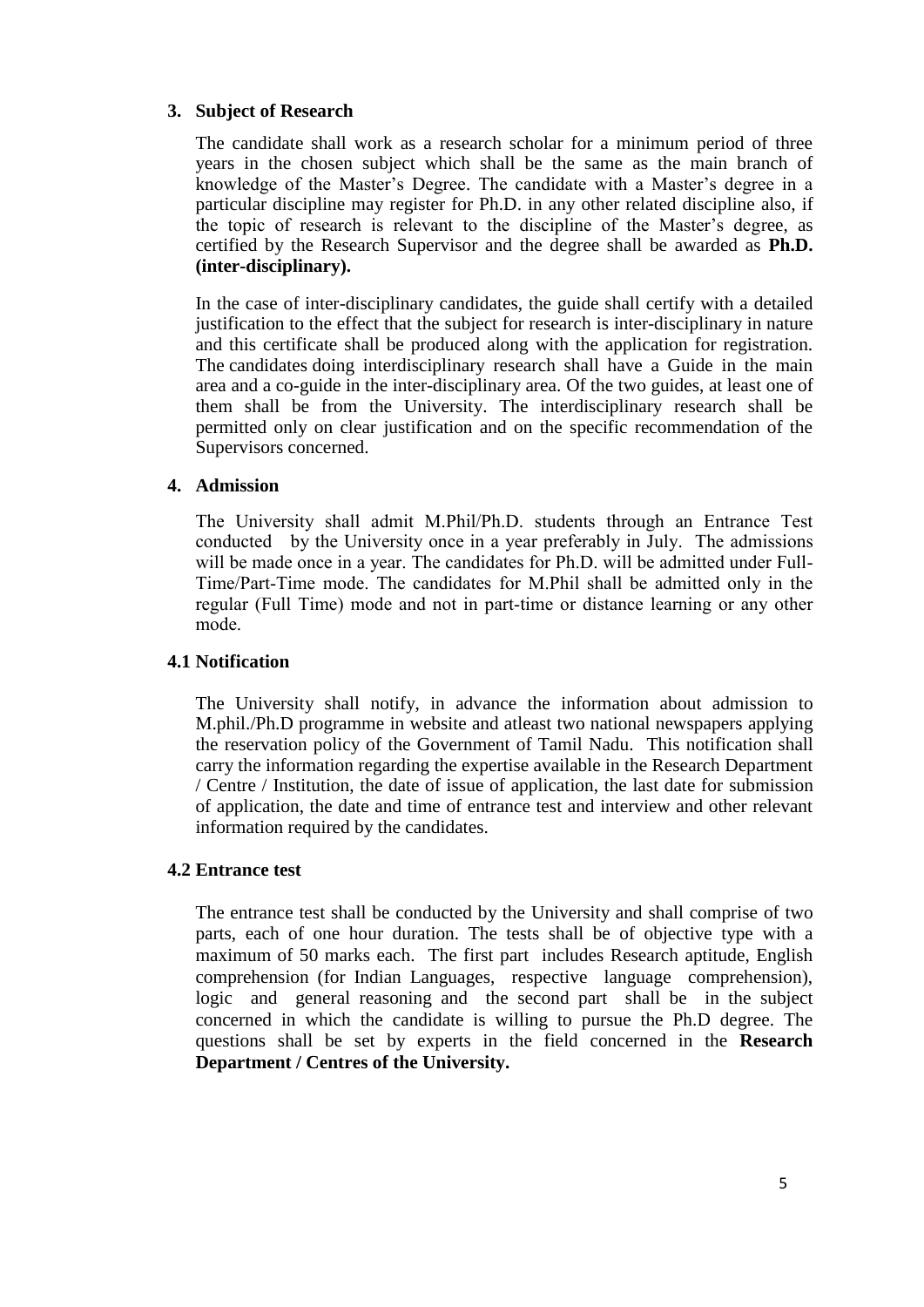### 3. Subject of Research

The candidate shall work as a research scholar for a minimum period of three years in the chosen subject which shall be the same as the main branch of knowledge of the Master's Degree. The candidate with a Master's degree in a particular discipline may register for Ph.D. in any other related discipline also, if the topic of research is relevant to the discipline of the Master's degree, as certified by the Research Supervisor and the degree shall be awarded as **Ph.D. (inter-disciplinary).**

In the case of inter-disciplinary candidates, the guide shall certify with a detailed justification to the effect that the subject for research is inter-disciplinary in nature and this certificate shall be produced along with the application for registration. The candidates doing interdisciplinary research shall have a Guide in the main area and a co-guide in the inter-disciplinary area. Of the two guides, at least one of them shall be from the University. The interdisciplinary research shall be permitted only on clear justification and on the specific recommendation of the Supervisors concerned.

### 4. Admission

The University shall admit M.Phil/Ph.D. students through an Entrance Test conducted by the University once in a year preferably in July. The admissions will be made once in a year. The candidates for Ph.D. will be admitted under Full-Time/Part-Time mode. The candidates for M.Phil shall be admitted only in the regular (Full Time) mode and not in part-time or distance learning or any other mode.

#### 4.1 Notification

The University shall notify, in advance the information about admission to M.phil./Ph.D programme in website and atleast two national newspapers applying the reservation policy of the Government of Tamil Nadu. This notification shall carry the information regarding the expertise available in the Research Department / Centre / Institution, the date of issue of application, the last date for submission of application, the date and time of entrance test and interview and other relevant information required by the candidates.

#### 4.2 Entrance test

The entrance test shall be conducted by the University and shall comprise of two parts, each of one hour duration. The tests shall be of objective type with a maximum of 50 marks each. The first part includes Research aptitude, English comprehension (for Indian Languages, respective language comprehension), logic and general reasoning and the second part shall be in the subject concerned in which the candidate is willing to pursue the Ph.D degree. The questions shall be set by experts in the field concerned in the **Research Department / Centres of the University.**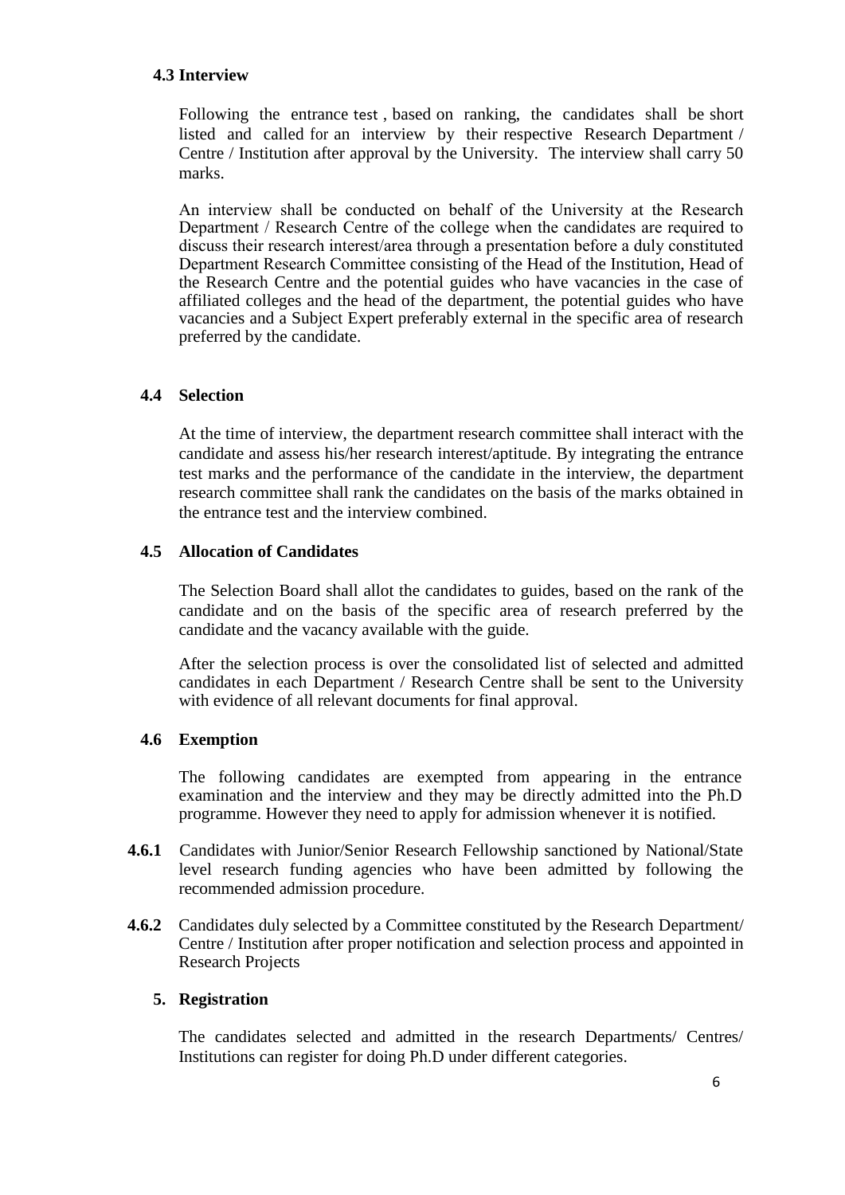### 4.3 Interview

Following the entrance test , based on ranking, the candidates shall be short listed and called for an interview by their respective Research Department / Centre / Institution after approval by the University. The interview shall carry 50 marks.

An interview shall be conducted on behalf of the University at the Research Department / Research Centre of the college when the candidates are required to discuss their research interest/area through a presentation before a duly constituted Department Research Committee consisting of the Head of the Institution, Head of the Research Centre and the potential guides who have vacancies in the case of affiliated colleges and the head of the department, the potential guides who have vacancies and a Subject Expert preferably external in the specific area of research preferred by the candidate.

### 4.4 Selection

At the time of interview, the department research committee shall interact with the candidate and assess his/her research interest/aptitude. By integrating the entrance test marks and the performance of the candidate in the interview, the department research committee shall rank the candidates on the basis of the marks obtained in the entrance test and the interview combined.

### 4.5 Allocation of Candidates

The Selection Board shall allot the candidates to guides, based on the rank of the candidate and on the basis of the specific area of research preferred by the candidate and the vacancy available with the guide.

After the selection process is over the consolidated list of selected and admitted candidates in each Department / Research Centre shall be sent to the University with evidence of all relevant documents for final approval.

### 4.6 Exemption

The following candidates are exempted from appearing in the entrance examination and the interview and they may be directly admitted into the Ph.D programme. However they need to apply for admission whenever it is notified.

**4.6.1** Candidates with Junior/Senior Research Fellowship sanctioned by National/State level research funding agencies who have been admitted by following the recommended admission procedure.

**4.6.2** Candidates duly selected by a Committee constituted by the Research Department/ Centre / Institution after proper notification and selection process and appointed in Research Projects

## 5. Registration

The candidates selected and admitted in the research Departments/ Centres/ Institutions can register for doing Ph.D under different categories.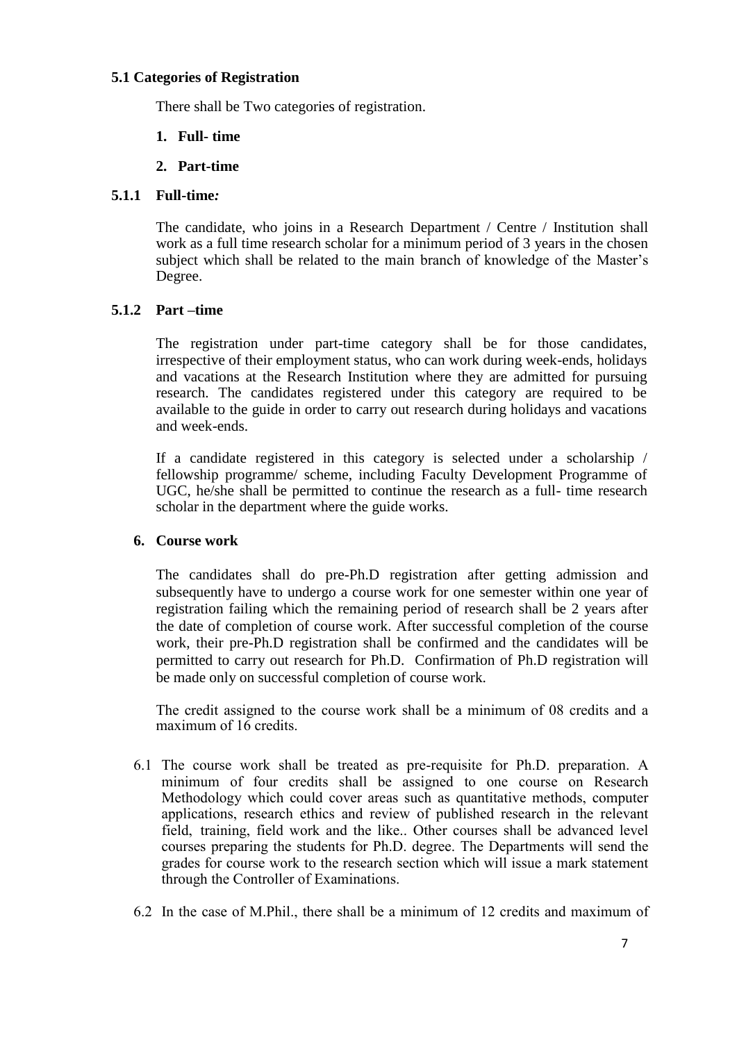### 5.1 Categories of Registration

There shall be Two categories of registration.

1. **Full- time**
2. **Part-time**

### 5.1.1 Full-time*:*

The candidate, who joins in a Research Department / Centre / Institution shall work as a full time research scholar for a minimum period of 3 years in the chosen subject which shall be related to the main branch of knowledge of the Master's Degree.

### 5.1.2 Part –time

The registration under part-time category shall be for those candidates, irrespective of their employment status, who can work during week-ends, holidays and vacations at the Research Institution where they are admitted for pursuing research. The candidates registered under this category are required to be available to the guide in order to carry out research during holidays and vacations and week-ends.

If a candidate registered in this category is selected under a scholarship / fellowship programme/ scheme, including Faculty Development Programme of UGC, he/she shall be permitted to continue the research as a full- time research scholar in the department where the guide works.

## 6. Course work

The candidates shall do pre-Ph.D registration after getting admission and subsequently have to undergo a course work for one semester within one year of registration failing which the remaining period of research shall be 2 years after the date of completion of course work. After successful completion of the course work, their pre-Ph.D registration shall be confirmed and the candidates will be permitted to carry out research for Ph.D. Confirmation of Ph.D registration will be made only on successful completion of course work.

The credit assigned to the course work shall be a minimum of 08 credits and a maximum of 16 credits.

6.1 The course work shall be treated as pre-requisite for Ph.D. preparation. A minimum of four credits shall be assigned to one course on Research Methodology which could cover areas such as quantitative methods, computer applications, research ethics and review of published research in the relevant field, training, field work and the like.. Other courses shall be advanced level courses preparing the students for Ph.D. degree. The Departments will send the grades for course work to the research section which will issue a mark statement through the Controller of Examinations.

6.2 In the case of M.Phil., there shall be a minimum of 12 credits and maximum of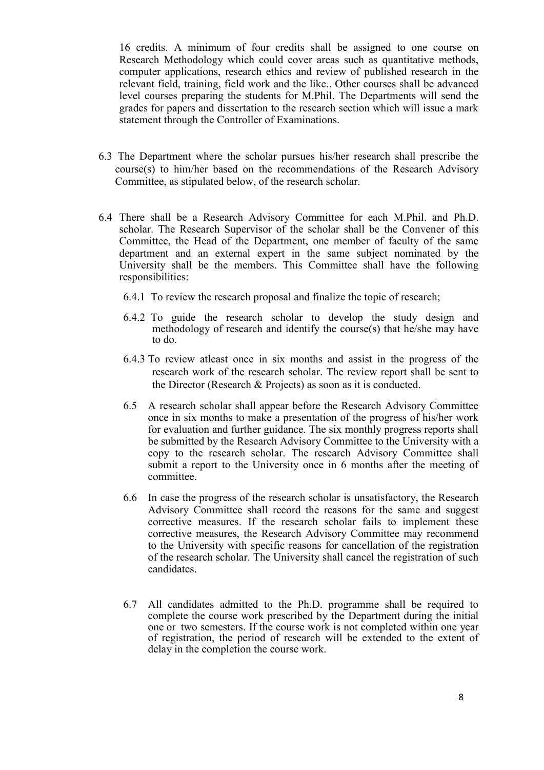16 credits. A minimum of four credits shall be assigned to one course on Research Methodology which could cover areas such as quantitative methods, computer applications, research ethics and review of published research in the relevant field, training, field work and the like.. Other courses shall be advanced level courses preparing the students for M.Phil. The Departments will send the grades for papers and dissertation to the research section which will issue a mark statement through the Controller of Examinations.

6.3 The Department where the scholar pursues his/her research shall prescribe the course(s) to him/her based on the recommendations of the Research Advisory Committee, as stipulated below, of the research scholar.

6.4 There shall be a Research Advisory Committee for each M.Phil. and Ph.D. scholar. The Research Supervisor of the scholar shall be the Convener of this Committee, the Head of the Department, one member of faculty of the same department and an external expert in the same subject nominated by the University shall be the members. This Committee shall have the following responsibilities:

6.4.1 To review the research proposal and finalize the topic of research;

6.4.2 To guide the research scholar to develop the study design and methodology of research and identify the course(s) that he/she may have to do.

6.4.3 To review atleast once in six months and assist in the progress of the research work of the research scholar. The review report shall be sent to the Director (Research & Projects) as soon as it is conducted.

6.5 A research scholar shall appear before the Research Advisory Committee once in six months to make a presentation of the progress of his/her work for evaluation and further guidance. The six monthly progress reports shall be submitted by the Research Advisory Committee to the University with a copy to the research scholar. The research Advisory Committee shall submit a report to the University once in 6 months after the meeting of committee.

6.6 In case the progress of the research scholar is unsatisfactory, the Research Advisory Committee shall record the reasons for the same and suggest corrective measures. If the research scholar fails to implement these corrective measures, the Research Advisory Committee may recommend to the University with specific reasons for cancellation of the registration of the research scholar. The University shall cancel the registration of such candidates.

6.7 All candidates admitted to the Ph.D. programme shall be required to complete the course work prescribed by the Department during the initial one or two semesters. If the course work is not completed within one year of registration, the period of research will be extended to the extent of delay in the completion the course work.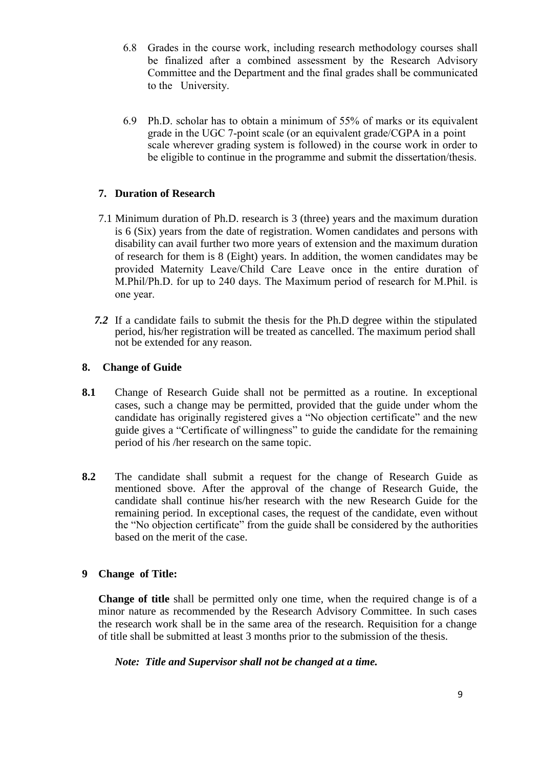6.8 Grades in the course work, including research methodology courses shall be finalized after a combined assessment by the Research Advisory Committee and the Department and the final grades shall be communicated to the University.

6.9 Ph.D. scholar has to obtain a minimum of 55% of marks or its equivalent grade in the UGC 7-point scale (or an equivalent grade/CGPA in a point scale wherever grading system is followed) in the course work in order to be eligible to continue in the programme and submit the dissertation/thesis.

## 7. Duration of Research

7.1 Minimum duration of Ph.D. research is 3 (three) years and the maximum duration is 6 (Six) years from the date of registration. Women candidates and persons with disability can avail further two more years of extension and the maximum duration of research for them is 8 (Eight) years. In addition, the women candidates may be provided Maternity Leave/Child Care Leave once in the entire duration of M.Phil/Ph.D. for up to 240 days. The Maximum period of research for M.Phil. is one year.

***7.2*** If a candidate fails to submit the thesis for the Ph.D degree within the stipulated period, his/her registration will be treated as cancelled. The maximum period shall not be extended for any reason.

## 8. Change of Guide

**8.1** Change of Research Guide shall not be permitted as a routine. In exceptional cases, such a change may be permitted, provided that the guide under whom the candidate has originally registered gives a "No objection certificate" and the new guide gives a "Certificate of willingness" to guide the candidate for the remaining period of his /her research on the same topic.

**8.2** The candidate shall submit a request for the change of Research Guide as mentioned sbove. After the approval of the change of Research Guide, the candidate shall continue his/her research with the new Research Guide for the remaining period. In exceptional cases, the request of the candidate, even without the "No objection certificate" from the guide shall be considered by the authorities based on the merit of the case.

## 9 Change of Title:

**Change of title** shall be permitted only one time, when the required change is of a minor nature as recommended by the Research Advisory Committee. In such cases the research work shall be in the same area of the research. Requisition for a change of title shall be submitted at least 3 months prior to the submission of the thesis.

***Note: Title and Supervisor shall not be changed at a time.***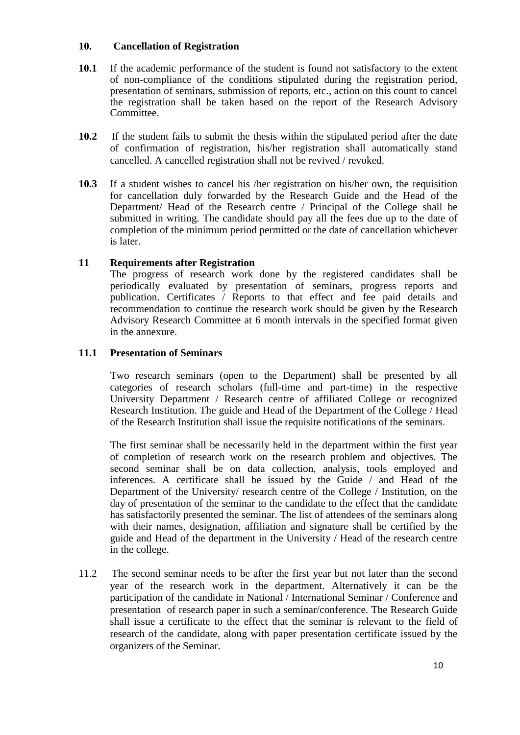## 10. Cancellation of Registration

**10.1** If the academic performance of the student is found not satisfactory to the extent of non-compliance of the conditions stipulated during the registration period, presentation of seminars, submission of reports, etc., action on this count to cancel the registration shall be taken based on the report of the Research Advisory Committee.

**10.2** If the student fails to submit the thesis within the stipulated period after the date of confirmation of registration, his/her registration shall automatically stand cancelled. A cancelled registration shall not be revived / revoked.

**10.3** If a student wishes to cancel his /her registration on his/her own, the requisition for cancellation duly forwarded by the Research Guide and the Head of the Department/ Head of the Research centre / Principal of the College shall be submitted in writing. The candidate should pay all the fees due up to the date of completion of the minimum period permitted or the date of cancellation whichever is later.

## 11 Requirements after Registration

The progress of research work done by the registered candidates shall be periodically evaluated by presentation of seminars, progress reports and publication. Certificates / Reports to that effect and fee paid details and recommendation to continue the research work should be given by the Research Advisory Research Committee at 6 month intervals in the specified format given in the annexure.

### 11.1 Presentation of Seminars

Two research seminars (open to the Department) shall be presented by all categories of research scholars (full-time and part-time) in the respective University Department / Research centre of affiliated College or recognized Research Institution. The guide and Head of the Department of the College / Head of the Research Institution shall issue the requisite notifications of the seminars.

The first seminar shall be necessarily held in the department within the first year of completion of research work on the research problem and objectives. The second seminar shall be on data collection, analysis, tools employed and inferences. A certificate shall be issued by the Guide / and Head of the Department of the University/ research centre of the College / Institution, on the day of presentation of the seminar to the candidate to the effect that the candidate has satisfactorily presented the seminar. The list of attendees of the seminars along with their names, designation, affiliation and signature shall be certified by the guide and Head of the department in the University / Head of the research centre in the college.

11.2 The second seminar needs to be after the first year but not later than the second year of the research work in the department. Alternatively it can be the participation of the candidate in National / International Seminar / Conference and presentation of research paper in such a seminar/conference. The Research Guide shall issue a certificate to the effect that the seminar is relevant to the field of research of the candidate, along with paper presentation certificate issued by the organizers of the Seminar.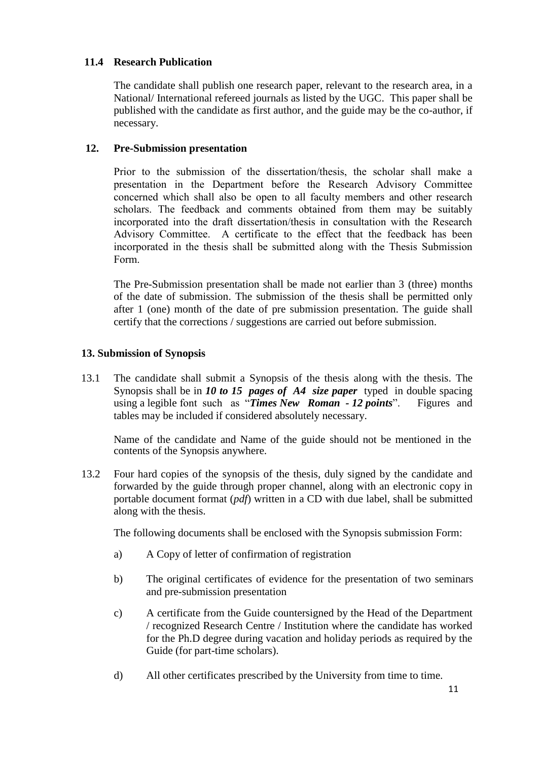### 11.4 Research Publication

The candidate shall publish one research paper, relevant to the research area, in a National/ International refereed journals as listed by the UGC. This paper shall be published with the candidate as first author, and the guide may be the co-author, if necessary.

## 12. Pre-Submission presentation

Prior to the submission of the dissertation/thesis, the scholar shall make a presentation in the Department before the Research Advisory Committee concerned which shall also be open to all faculty members and other research scholars. The feedback and comments obtained from them may be suitably incorporated into the draft dissertation/thesis in consultation with the Research Advisory Committee. A certificate to the effect that the feedback has been incorporated in the thesis shall be submitted along with the Thesis Submission Form.

The Pre-Submission presentation shall be made not earlier than 3 (three) months of the date of submission. The submission of the thesis shall be permitted only after 1 (one) month of the date of pre submission presentation. The guide shall certify that the corrections / suggestions are carried out before submission.

## 13. Submission of Synopsis

13.1 The candidate shall submit a Synopsis of the thesis along with the thesis. The Synopsis shall be in ***10 to 15 pages of A4 size paper*** typed in double spacing using a legible font such as "***Times New Roman - 12 points***". Figures and tables may be included if considered absolutely necessary.

Name of the candidate and Name of the guide should not be mentioned in the contents of the Synopsis anywhere.

13.2 Four hard copies of the synopsis of the thesis, duly signed by the candidate and forwarded by the guide through proper channel, along with an electronic copy in portable document format (*pdf*) written in a CD with due label, shall be submitted along with the thesis.

The following documents shall be enclosed with the Synopsis submission Form:

a) A Copy of letter of confirmation of registration

b) The original certificates of evidence for the presentation of two seminars and pre-submission presentation

c) A certificate from the Guide countersigned by the Head of the Department / recognized Research Centre / Institution where the candidate has worked for the Ph.D degree during vacation and holiday periods as required by the Guide (for part-time scholars).

d) All other certificates prescribed by the University from time to time.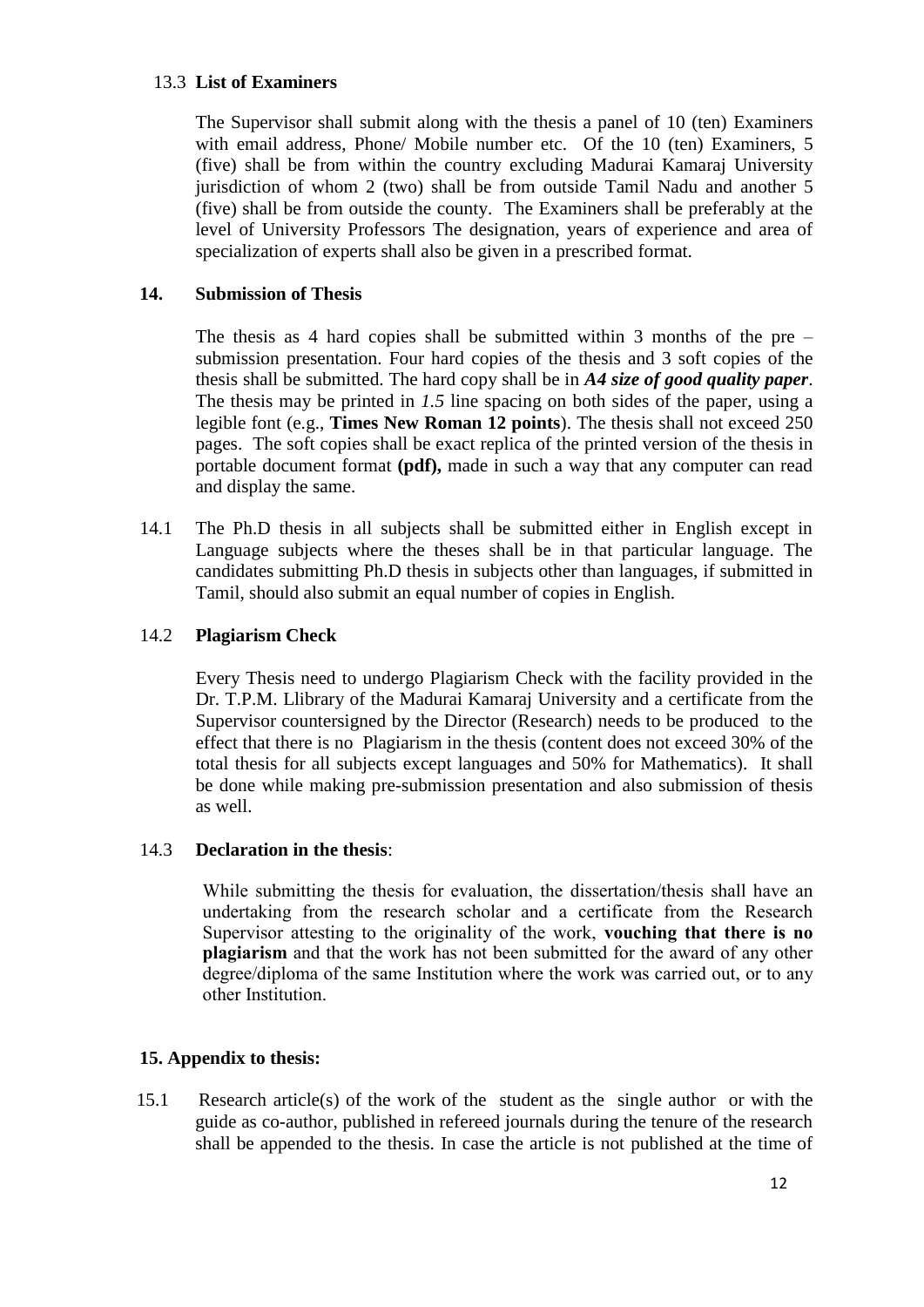13.3 **List of Examiners**

The Supervisor shall submit along with the thesis a panel of 10 (ten) Examiners with email address, Phone/ Mobile number etc. Of the 10 (ten) Examiners, 5 (five) shall be from within the country excluding Madurai Kamaraj University jurisdiction of whom 2 (two) shall be from outside Tamil Nadu and another 5 (five) shall be from outside the county. The Examiners shall be preferably at the level of University Professors The designation, years of experience and area of specialization of experts shall also be given in a prescribed format.

## 14. Submission of Thesis

The thesis as 4 hard copies shall be submitted within 3 months of the pre – submission presentation. Four hard copies of the thesis and 3 soft copies of the thesis shall be submitted. The hard copy shall be in ***A4 size of good quality paper***. The thesis may be printed in *1.5* line spacing on both sides of the paper, using a legible font (e.g., **Times New Roman 12 points**). The thesis shall not exceed 250 pages. The soft copies shall be exact replica of the printed version of the thesis in portable document format **(pdf),** made in such a way that any computer can read and display the same.

14.1 The Ph.D thesis in all subjects shall be submitted either in English except in Language subjects where the theses shall be in that particular language. The candidates submitting Ph.D thesis in subjects other than languages, if submitted in Tamil, should also submit an equal number of copies in English.

14.2 **Plagiarism Check**

Every Thesis need to undergo Plagiarism Check with the facility provided in the Dr. T.P.M. Llibrary of the Madurai Kamaraj University and a certificate from the Supervisor countersigned by the Director (Research) needs to be produced to the effect that there is no Plagiarism in the thesis (content does not exceed 30% of the total thesis for all subjects except languages and 50% for Mathematics). It shall be done while making pre-submission presentation and also submission of thesis as well.

14.3 **Declaration in the thesis**:

While submitting the thesis for evaluation, the dissertation/thesis shall have an undertaking from the research scholar and a certificate from the Research Supervisor attesting to the originality of the work, **vouching that there is no plagiarism** and that the work has not been submitted for the award of any other degree/diploma of the same Institution where the work was carried out, or to any other Institution.

## 15. Appendix to thesis:

15.1 Research article(s) of the work of the student as the single author or with the guide as co-author, published in refereed journals during the tenure of the research shall be appended to the thesis. In case the article is not published at the time of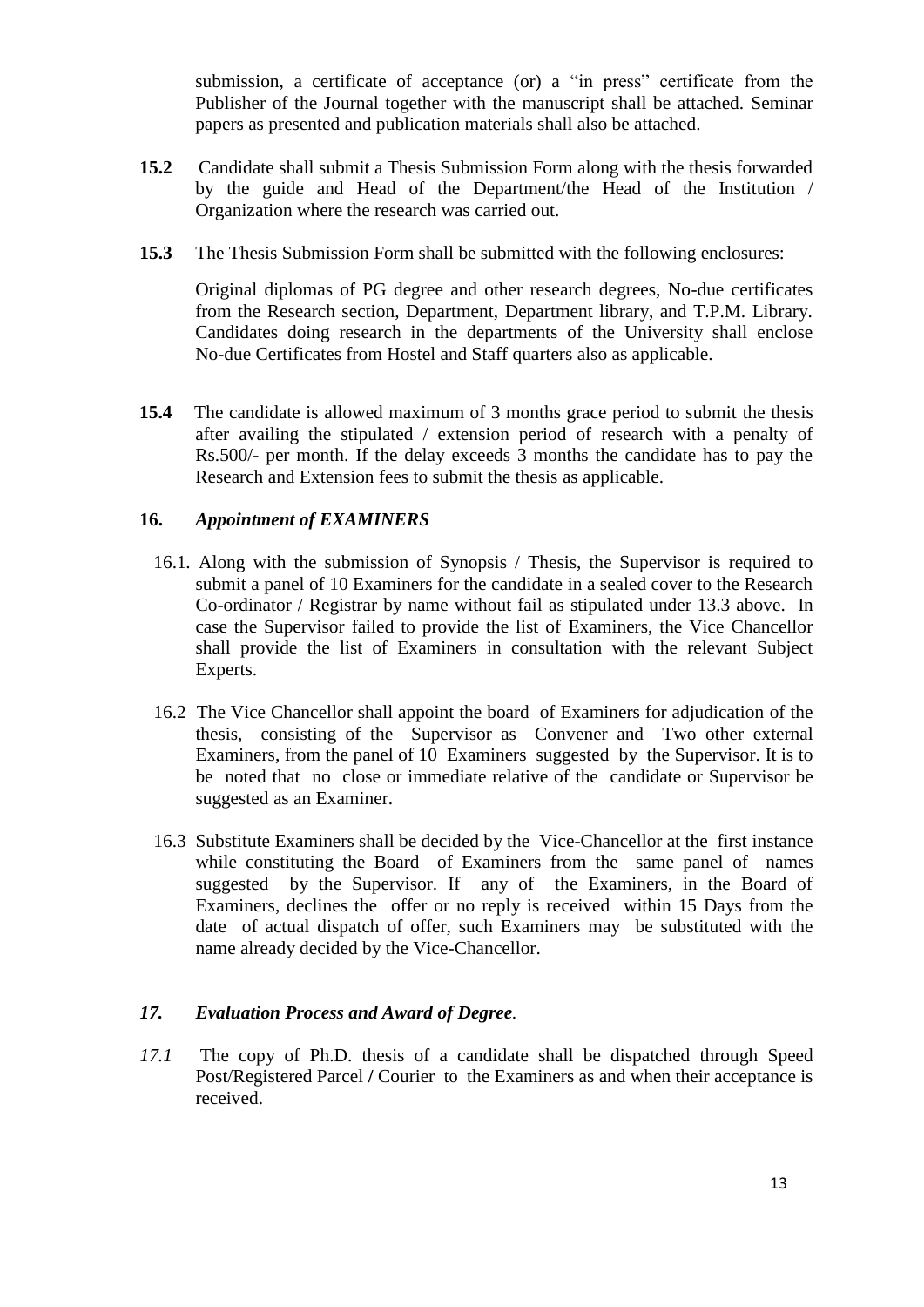submission, a certificate of acceptance (or) a "in press" certificate from the Publisher of the Journal together with the manuscript shall be attached. Seminar papers as presented and publication materials shall also be attached.

**15.2** Candidate shall submit a Thesis Submission Form along with the thesis forwarded by the guide and Head of the Department/the Head of the Institution / Organization where the research was carried out.

**15.3** The Thesis Submission Form shall be submitted with the following enclosures:

Original diplomas of PG degree and other research degrees, No-due certificates from the Research section, Department, Department library, and T.P.M. Library. Candidates doing research in the departments of the University shall enclose No-due Certificates from Hostel and Staff quarters also as applicable.

**15.4** The candidate is allowed maximum of 3 months grace period to submit the thesis after availing the stipulated / extension period of research with a penalty of Rs.500/- per month. If the delay exceeds 3 months the candidate has to pay the Research and Extension fees to submit the thesis as applicable.

## 16. *Appointment of EXAMINERS*

16.1. Along with the submission of Synopsis / Thesis, the Supervisor is required to submit a panel of 10 Examiners for the candidate in a sealed cover to the Research Co-ordinator / Registrar by name without fail as stipulated under 13.3 above. In case the Supervisor failed to provide the list of Examiners, the Vice Chancellor shall provide the list of Examiners in consultation with the relevant Subject Experts.

16.2 The Vice Chancellor shall appoint the board of Examiners for adjudication of the thesis, consisting of the Supervisor as Convener and Two other external Examiners, from the panel of 10 Examiners suggested by the Supervisor. It is to be noted that no close or immediate relative of the candidate or Supervisor be suggested as an Examiner.

16.3 Substitute Examiners shall be decided by the Vice-Chancellor at the first instance while constituting the Board of Examiners from the same panel of names suggested by the Supervisor. If any of the Examiners, in the Board of Examiners, declines the offer or no reply is received within 15 Days from the date of actual dispatch of offer, such Examiners may be substituted with the name already decided by the Vice-Chancellor.

## *17. Evaluation Process and Award of Degree.*

*17.1* The copy of Ph.D. thesis of a candidate shall be dispatched through Speed Post/Registered Parcel **/** Courier to the Examiners as and when their acceptance is received.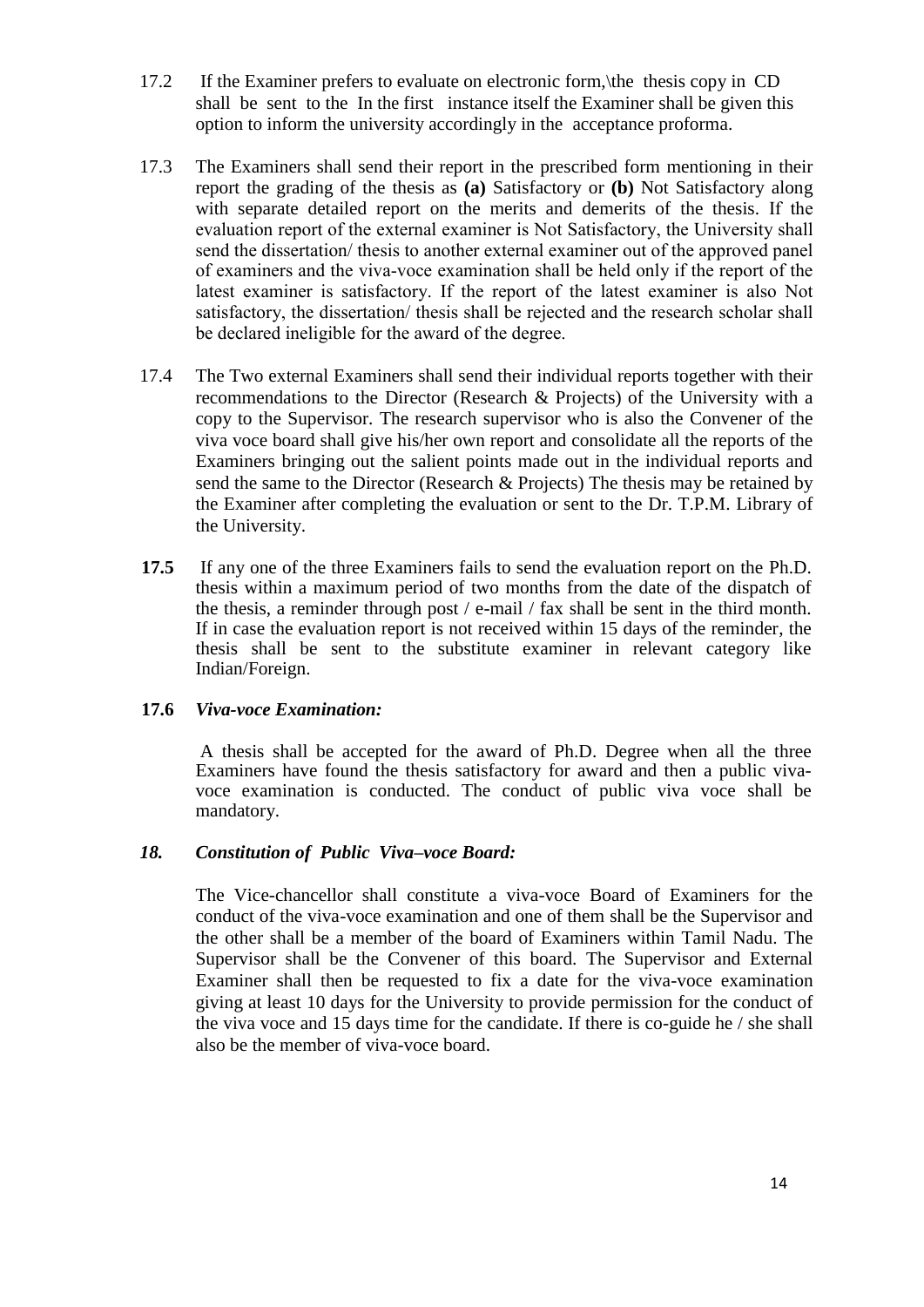17.2 If the Examiner prefers to evaluate on electronic form,\the thesis copy in CD shall be sent to the In the first instance itself the Examiner shall be given this option to inform the university accordingly in the acceptance proforma.

17.3 The Examiners shall send their report in the prescribed form mentioning in their report the grading of the thesis as **(a)** Satisfactory or **(b)** Not Satisfactory along with separate detailed report on the merits and demerits of the thesis. If the evaluation report of the external examiner is Not Satisfactory, the University shall send the dissertation/ thesis to another external examiner out of the approved panel of examiners and the viva-voce examination shall be held only if the report of the latest examiner is satisfactory. If the report of the latest examiner is also Not satisfactory, the dissertation/ thesis shall be rejected and the research scholar shall be declared ineligible for the award of the degree.

17.4 The Two external Examiners shall send their individual reports together with their recommendations to the Director (Research & Projects) of the University with a copy to the Supervisor. The research supervisor who is also the Convener of the viva voce board shall give his/her own report and consolidate all the reports of the Examiners bringing out the salient points made out in the individual reports and send the same to the Director (Research & Projects) The thesis may be retained by the Examiner after completing the evaluation or sent to the Dr. T.P.M. Library of the University.

**17.5** If any one of the three Examiners fails to send the evaluation report on the Ph.D. thesis within a maximum period of two months from the date of the dispatch of the thesis, a reminder through post / e-mail / fax shall be sent in the third month. If in case the evaluation report is not received within 15 days of the reminder, the thesis shall be sent to the substitute examiner in relevant category like Indian/Foreign.

**17.6** ***Viva-voce Examination:***

A thesis shall be accepted for the award of Ph.D. Degree when all the three Examiners have found the thesis satisfactory for award and then a public viva-voce examination is conducted. The conduct of public viva voce shall be mandatory.

### *18. Constitution of Public Viva–voce Board:*

The Vice-chancellor shall constitute a viva-voce Board of Examiners for the conduct of the viva-voce examination and one of them shall be the Supervisor and the other shall be a member of the board of Examiners within Tamil Nadu. The Supervisor shall be the Convener of this board. The Supervisor and External Examiner shall then be requested to fix a date for the viva-voce examination giving at least 10 days for the University to provide permission for the conduct of the viva voce and 15 days time for the candidate. If there is co-guide he / she shall also be the member of viva-voce board.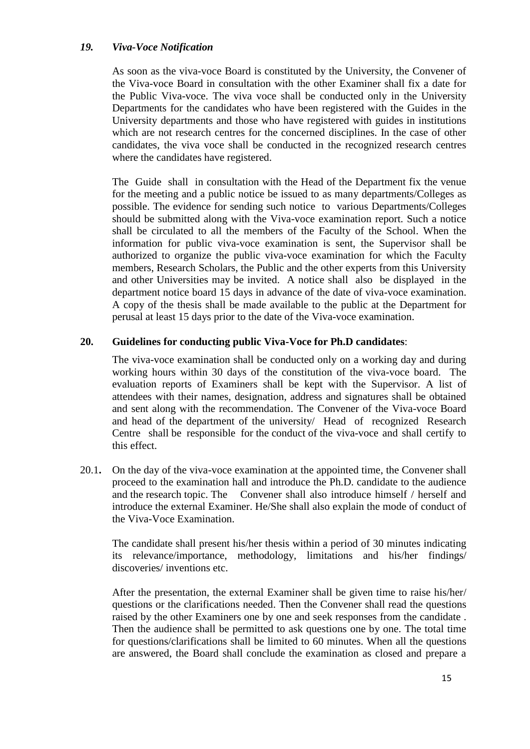### *19. Viva-Voce Notification*

As soon as the viva-voce Board is constituted by the University, the Convener of the Viva-voce Board in consultation with the other Examiner shall fix a date for the Public Viva-voce. The viva voce shall be conducted only in the University Departments for the candidates who have been registered with the Guides in the University departments and those who have registered with guides in institutions which are not research centres for the concerned disciplines. In the case of other candidates, the viva voce shall be conducted in the recognized research centres where the candidates have registered.

The Guide shall in consultation with the Head of the Department fix the venue for the meeting and a public notice be issued to as many departments/Colleges as possible. The evidence for sending such notice to various Departments/Colleges should be submitted along with the Viva-voce examination report. Such a notice shall be circulated to all the members of the Faculty of the School. When the information for public viva-voce examination is sent, the Supervisor shall be authorized to organize the public viva-voce examination for which the Faculty members, Research Scholars, the Public and the other experts from this University and other Universities may be invited. A notice shall also be displayed in the department notice board 15 days in advance of the date of viva-voce examination. A copy of the thesis shall be made available to the public at the Department for perusal at least 15 days prior to the date of the Viva-voce examination.

### 20. Guidelines for conducting public Viva-Voce for Ph.D candidates:

The viva-voce examination shall be conducted only on a working day and during working hours within 30 days of the constitution of the viva-voce board. The evaluation reports of Examiners shall be kept with the Supervisor. A list of attendees with their names, designation, address and signatures shall be obtained and sent along with the recommendation. The Convener of the Viva-voce Board and head of the department of the university/ Head of recognized Research Centre shall be responsible for the conduct of the viva-voce and shall certify to this effect.

20.1**.** On the day of the viva-voce examination at the appointed time, the Convener shall proceed to the examination hall and introduce the Ph.D. candidate to the audience and the research topic. The Convener shall also introduce himself / herself and introduce the external Examiner. He/She shall also explain the mode of conduct of the Viva-Voce Examination.

The candidate shall present his/her thesis within a period of 30 minutes indicating its relevance/importance, methodology, limitations and his/her findings/ discoveries/ inventions etc.

After the presentation, the external Examiner shall be given time to raise his/her/ questions or the clarifications needed. Then the Convener shall read the questions raised by the other Examiners one by one and seek responses from the candidate . Then the audience shall be permitted to ask questions one by one. The total time for questions/clarifications shall be limited to 60 minutes. When all the questions are answered, the Board shall conclude the examination as closed and prepare a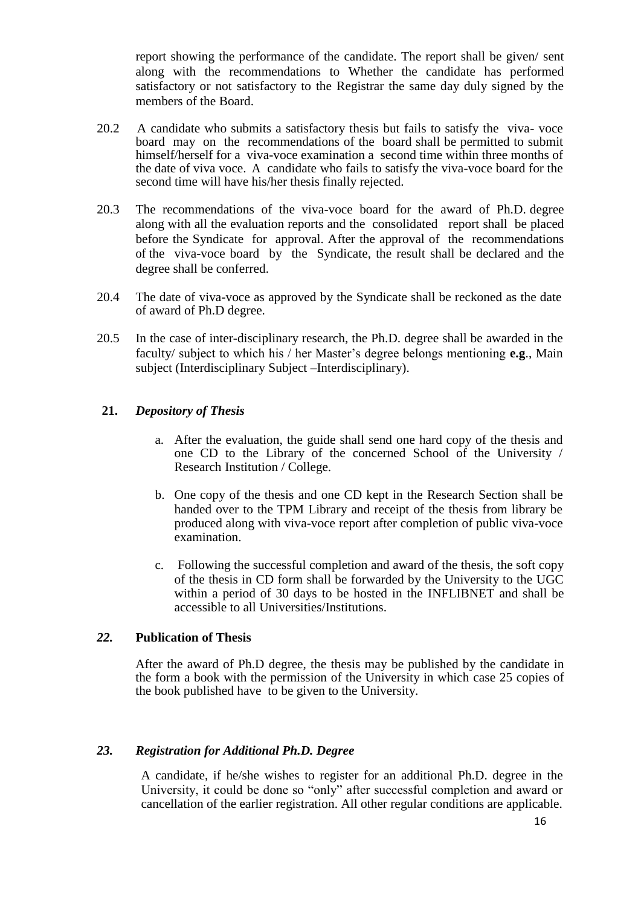report showing the performance of the candidate. The report shall be given/ sent along with the recommendations to Whether the candidate has performed satisfactory or not satisfactory to the Registrar the same day duly signed by the members of the Board.

20.2 A candidate who submits a satisfactory thesis but fails to satisfy the viva- voce board may on the recommendations of the board shall be permitted to submit himself/herself for a viva-voce examination a second time within three months of the date of viva voce. A candidate who fails to satisfy the viva-voce board for the second time will have his/her thesis finally rejected.

20.3 The recommendations of the viva-voce board for the award of Ph.D. degree along with all the evaluation reports and the consolidated report shall be placed before the Syndicate for approval. After the approval of the recommendations of the viva-voce board by the Syndicate, the result shall be declared and the degree shall be conferred.

20.4 The date of viva-voce as approved by the Syndicate shall be reckoned as the date of award of Ph.D degree.

20.5 In the case of inter-disciplinary research, the Ph.D. degree shall be awarded in the faculty/ subject to which his / her Master's degree belongs mentioning **e.g**., Main subject (Interdisciplinary Subject –Interdisciplinary).

## 21. *Depository of Thesis*

a. After the evaluation, the guide shall send one hard copy of the thesis and one CD to the Library of the concerned School of the University / Research Institution / College.

b. One copy of the thesis and one CD kept in the Research Section shall be handed over to the TPM Library and receipt of the thesis from library be produced along with viva-voce report after completion of public viva-voce examination.

c. Following the successful completion and award of the thesis, the soft copy of the thesis in CD form shall be forwarded by the University to the UGC within a period of 30 days to be hosted in the INFLIBNET and shall be accessible to all Universities/Institutions.

## *22.* **Publication of Thesis**

After the award of Ph.D degree, the thesis may be published by the candidate in the form a book with the permission of the University in which case 25 copies of the book published have to be given to the University.

## *23. Registration for Additional Ph.D. Degree*

A candidate, if he/she wishes to register for an additional Ph.D. degree in the University, it could be done so "only" after successful completion and award or cancellation of the earlier registration. All other regular conditions are applicable.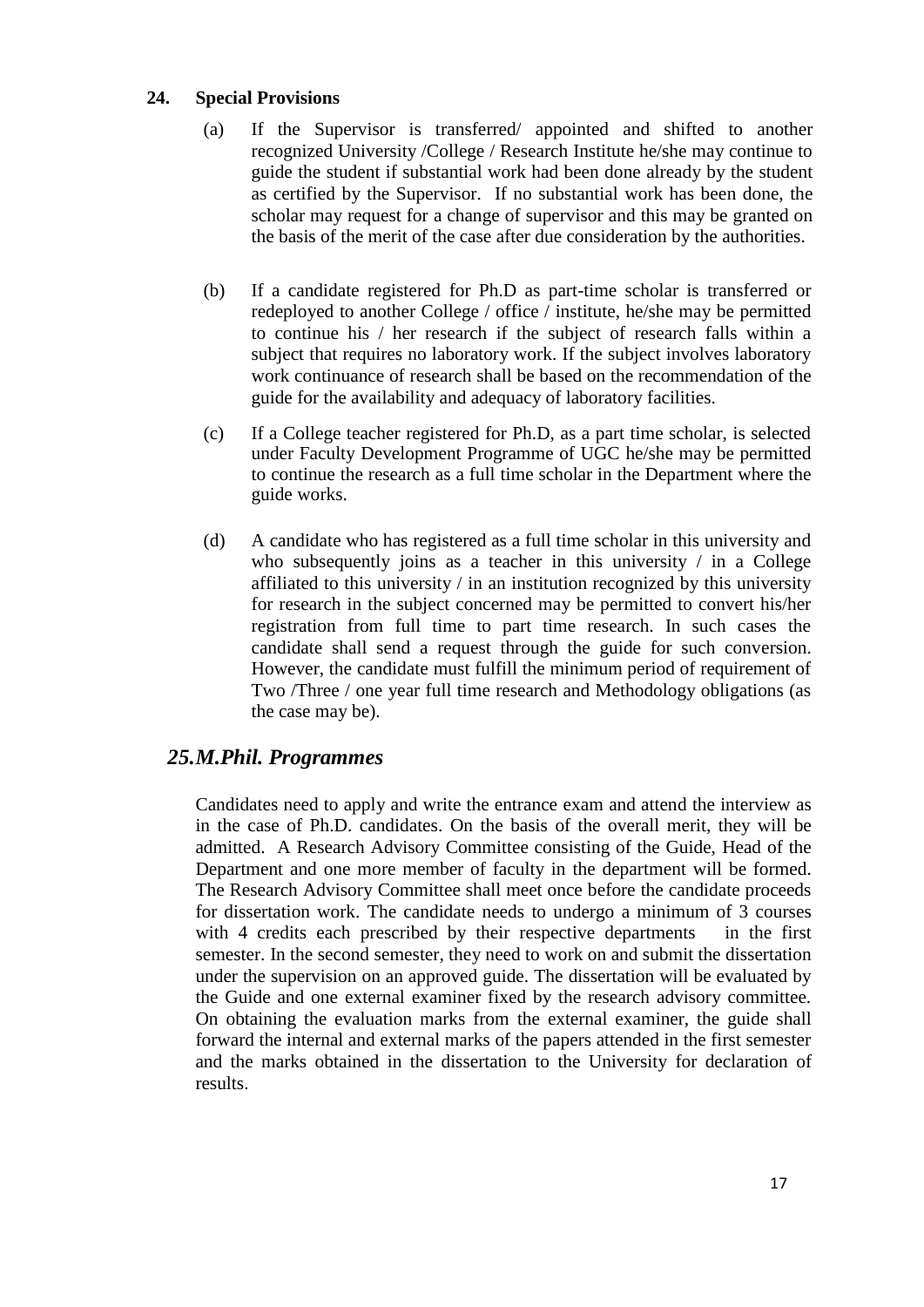## 24. Special Provisions

(a) If the Supervisor is transferred/ appointed and shifted to another recognized University /College / Research Institute he/she may continue to guide the student if substantial work had been done already by the student as certified by the Supervisor. If no substantial work has been done, the scholar may request for a change of supervisor and this may be granted on the basis of the merit of the case after due consideration by the authorities.

(b) If a candidate registered for Ph.D as part-time scholar is transferred or redeployed to another College / office / institute, he/she may be permitted to continue his / her research if the subject of research falls within a subject that requires no laboratory work. If the subject involves laboratory work continuance of research shall be based on the recommendation of the guide for the availability and adequacy of laboratory facilities.

(c) If a College teacher registered for Ph.D, as a part time scholar, is selected under Faculty Development Programme of UGC he/she may be permitted to continue the research as a full time scholar in the Department where the guide works.

(d) A candidate who has registered as a full time scholar in this university and who subsequently joins as a teacher in this university / in a College affiliated to this university / in an institution recognized by this university for research in the subject concerned may be permitted to convert his/her registration from full time to part time research. In such cases the candidate shall send a request through the guide for such conversion. However, the candidate must fulfill the minimum period of requirement of Two /Three / one year full time research and Methodology obligations (as the case may be).

## *25.M.Phil. Programmes*

Candidates need to apply and write the entrance exam and attend the interview as in the case of Ph.D. candidates. On the basis of the overall merit, they will be admitted. A Research Advisory Committee consisting of the Guide, Head of the Department and one more member of faculty in the department will be formed. The Research Advisory Committee shall meet once before the candidate proceeds for dissertation work. The candidate needs to undergo a minimum of 3 courses with 4 credits each prescribed by their respective departments in the first semester. In the second semester, they need to work on and submit the dissertation under the supervision on an approved guide. The dissertation will be evaluated by the Guide and one external examiner fixed by the research advisory committee. On obtaining the evaluation marks from the external examiner, the guide shall forward the internal and external marks of the papers attended in the first semester and the marks obtained in the dissertation to the University for declaration of results.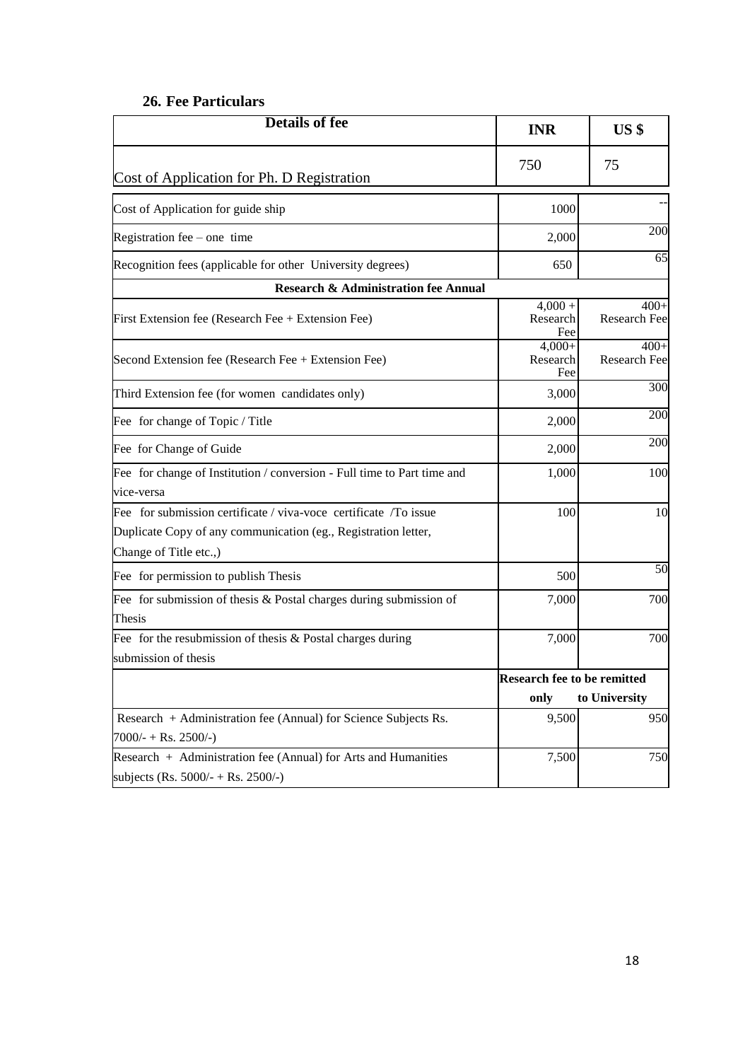## 26. Fee Particulars

| Details of fee | INR | US $ |
|---|---|---|
| Cost of Application for Ph. D Registration | 750 | 75 |
| Cost of Application for guide ship | 1000 | -- |
| Registration fee – one time | 2,000 | 200 |
| Recognition fees (applicable for other University degrees) | 650 | 65 |
| **Research & Administration fee Annual** | | |
| First Extension fee (Research Fee + Extension Fee) | 4,000 + Research Fee | 400+ Research Fee |
| Second Extension fee (Research Fee + Extension Fee) | 4,000+ Research Fee | 400+ Research Fee |
| Third Extension fee (for women candidates only) | 3,000 | 300 |
| Fee for change of Topic / Title | 2,000 | 200 |
| Fee for Change of Guide | 2,000 | 200 |
| Fee for change of Institution / conversion - Full time to Part time and vice-versa | 1,000 | 100 |
| Fee for submission certificate / viva-voce certificate /To issue Duplicate Copy of any communication (eg., Registration letter, Change of Title etc.,) | 100 | 10 |
| Fee for permission to publish Thesis | 500 | 50 |
| Fee for submission of thesis & Postal charges during submission of Thesis | 7,000 | 700 |
| Fee for the resubmission of thesis & Postal charges during submission of thesis | 7,000 | 700 |
| | **Research fee to be remitted only** | **to University** |
| Research + Administration fee (Annual) for Science Subjects Rs. 7000/- + Rs. 2500/-) | 9,500 | 950 |
| Research + Administration fee (Annual) for Arts and Humanities subjects (Rs. 5000/- + Rs. 2500/-) | 7,500 | 750 |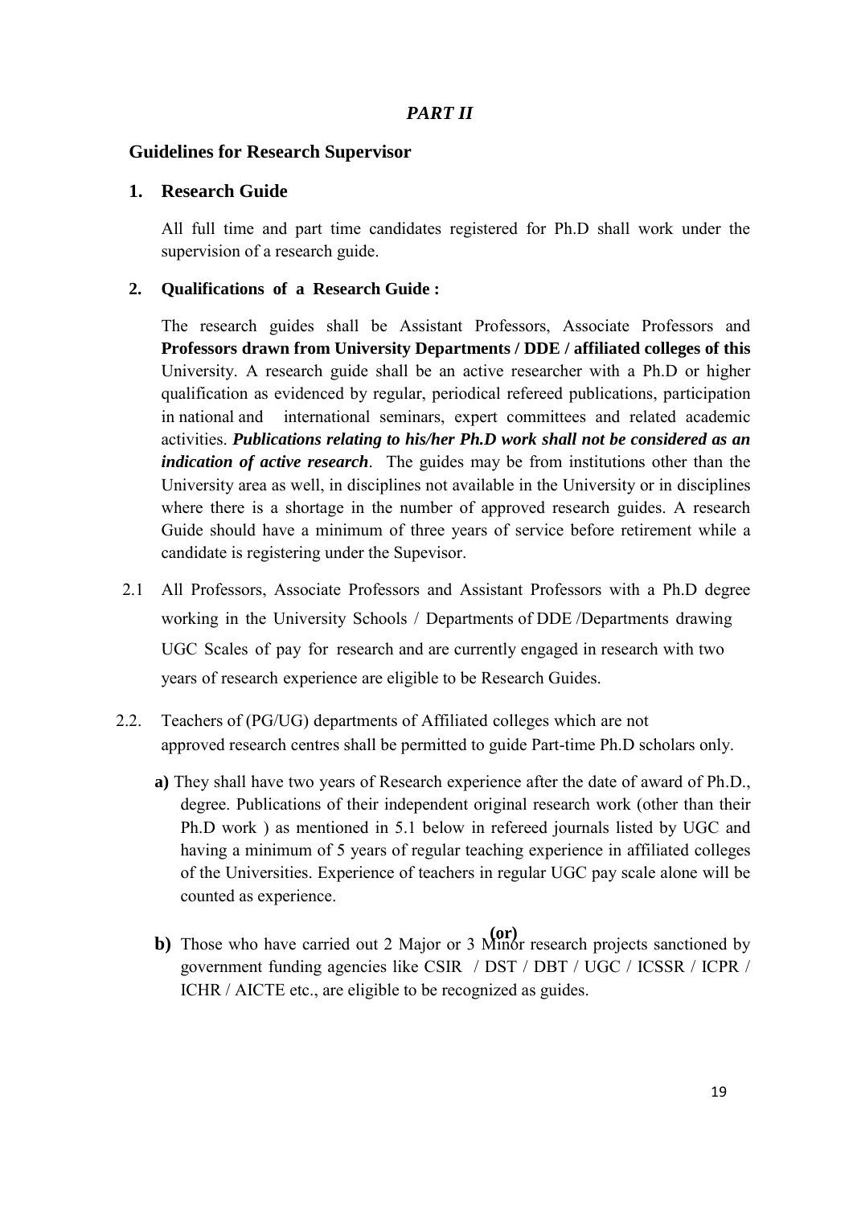## *PART II*

### Guidelines for Research Supervisor

### 1. Research Guide

All full time and part time candidates registered for Ph.D shall work under the supervision of a research guide.

### 2. Qualifications of a Research Guide :

The research guides shall be Assistant Professors, Associate Professors and **Professors drawn from University Departments / DDE / affiliated colleges of this** University. A research guide shall be an active researcher with a Ph.D or higher qualification as evidenced by regular, periodical refereed publications, participation in national and international seminars, expert committees and related academic activities. ***Publications relating to his/her Ph.D work shall not be considered as an indication of active research***. The guides may be from institutions other than the University area as well, in disciplines not available in the University or in disciplines where there is a shortage in the number of approved research guides. A research Guide should have a minimum of three years of service before retirement while a candidate is registering under the Supevisor.

2.1 All Professors, Associate Professors and Assistant Professors with a Ph.D degree working in the University Schools / Departments of DDE /Departments drawing UGC Scales of pay for research and are currently engaged in research with two years of research experience are eligible to be Research Guides.

2.2. Teachers of (PG/UG) departments of Affiliated colleges which are not approved research centres shall be permitted to guide Part-time Ph.D scholars only.

**a)** They shall have two years of Research experience after the date of award of Ph.D., degree. Publications of their independent original research work (other than their Ph.D work ) as mentioned in 5.1 below in refereed journals listed by UGC and having a minimum of 5 years of regular teaching experience in affiliated colleges of the Universities. Experience of teachers in regular UGC pay scale alone will be counted as experience.

**(or)**

**b)** Those who have carried out 2 Major or 3 Minor research projects sanctioned by government funding agencies like CSIR / DST / DBT / UGC / ICSSR / ICPR / ICHR / AICTE etc., are eligible to be recognized as guides.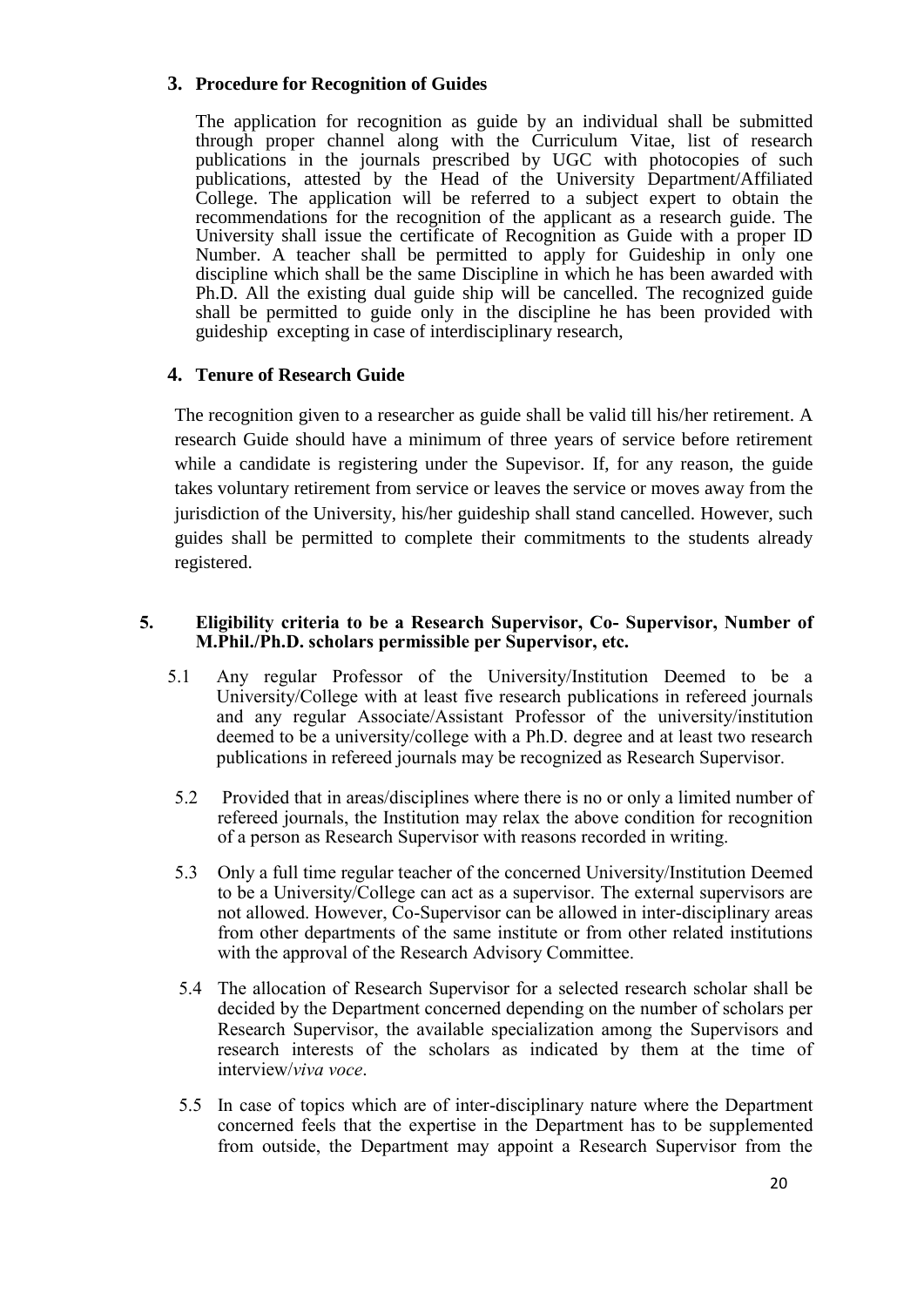## 3. Procedure for Recognition of Guides

The application for recognition as guide by an individual shall be submitted through proper channel along with the Curriculum Vitae, list of research publications in the journals prescribed by UGC with photocopies of such publications, attested by the Head of the University Department/Affiliated College. The application will be referred to a subject expert to obtain the recommendations for the recognition of the applicant as a research guide. The University shall issue the certificate of Recognition as Guide with a proper ID Number. A teacher shall be permitted to apply for Guideship in only one discipline which shall be the same Discipline in which he has been awarded with Ph.D. All the existing dual guide ship will be cancelled. The recognized guide shall be permitted to guide only in the discipline he has been provided with guideship excepting in case of interdisciplinary research,

## 4. Tenure of Research Guide

The recognition given to a researcher as guide shall be valid till his/her retirement. A research Guide should have a minimum of three years of service before retirement while a candidate is registering under the Supevisor. If, for any reason, the guide takes voluntary retirement from service or leaves the service or moves away from the jurisdiction of the University, his/her guideship shall stand cancelled. However, such guides shall be permitted to complete their commitments to the students already registered.

## 5. Eligibility criteria to be a Research Supervisor, Co- Supervisor, Number of M.Phil./Ph.D. scholars permissible per Supervisor, etc.

5.1 Any regular Professor of the University/Institution Deemed to be a University/College with at least five research publications in refereed journals and any regular Associate/Assistant Professor of the university/institution deemed to be a university/college with a Ph.D. degree and at least two research publications in refereed journals may be recognized as Research Supervisor.

5.2 Provided that in areas/disciplines where there is no or only a limited number of refereed journals, the Institution may relax the above condition for recognition of a person as Research Supervisor with reasons recorded in writing.

5.3 Only a full time regular teacher of the concerned University/Institution Deemed to be a University/College can act as a supervisor. The external supervisors are not allowed. However, Co-Supervisor can be allowed in inter-disciplinary areas from other departments of the same institute or from other related institutions with the approval of the Research Advisory Committee.

5.4 The allocation of Research Supervisor for a selected research scholar shall be decided by the Department concerned depending on the number of scholars per Research Supervisor, the available specialization among the Supervisors and research interests of the scholars as indicated by them at the time of interview/*viva voce*.

5.5 In case of topics which are of inter-disciplinary nature where the Department concerned feels that the expertise in the Department has to be supplemented from outside, the Department may appoint a Research Supervisor from the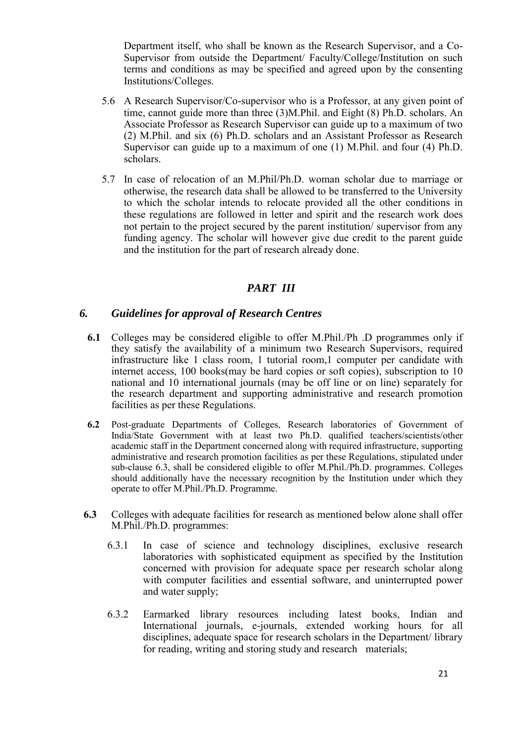Department itself, who shall be known as the Research Supervisor, and a Co-Supervisor from outside the Department/ Faculty/College/Institution on such terms and conditions as may be specified and agreed upon by the consenting Institutions/Colleges.

5.6 A Research Supervisor/Co-supervisor who is a Professor, at any given point of time, cannot guide more than three (3)M.Phil. and Eight (8) Ph.D. scholars. An Associate Professor as Research Supervisor can guide up to a maximum of two (2) M.Phil. and six (6) Ph.D. scholars and an Assistant Professor as Research Supervisor can guide up to a maximum of one (1) M.Phil. and four (4) Ph.D. scholars.

5.7 In case of relocation of an M.Phil/Ph.D. woman scholar due to marriage or otherwise, the research data shall be allowed to be transferred to the University to which the scholar intends to relocate provided all the other conditions in these regulations are followed in letter and spirit and the research work does not pertain to the project secured by the parent institution/ supervisor from any funding agency. The scholar will however give due credit to the parent guide and the institution for the part of research already done.

## *PART III*

### *6. Guidelines for approval of Research Centres*

**6.1** Colleges may be considered eligible to offer M.Phil./Ph .D programmes only if they satisfy the availability of a minimum two Research Supervisors, required infrastructure like 1 class room, 1 tutorial room,1 computer per candidate with internet access, 100 books(may be hard copies or soft copies), subscription to 10 national and 10 international journals (may be off line or on line) separately for the research department and supporting administrative and research promotion facilities as per these Regulations.

**6.2** Post-graduate Departments of Colleges, Research laboratories of Government of India/State Government with at least two Ph.D. qualified teachers/scientists/other academic staff in the Department concerned along with required infrastructure, supporting administrative and research promotion facilities as per these Regulations, stipulated under sub-clause 6.3, shall be considered eligible to offer M.Phil./Ph.D. programmes. Colleges should additionally have the necessary recognition by the Institution under which they operate to offer M.Phil./Ph.D. Programme.

**6.3** Colleges with adequate facilities for research as mentioned below alone shall offer M.Phil./Ph.D. programmes:

6.3.1 In case of science and technology disciplines, exclusive research laboratories with sophisticated equipment as specified by the Institution concerned with provision for adequate space per research scholar along with computer facilities and essential software, and uninterrupted power and water supply;

6.3.2 Earmarked library resources including latest books, Indian and International journals, e-journals, extended working hours for all disciplines, adequate space for research scholars in the Department/ library for reading, writing and storing study and research materials;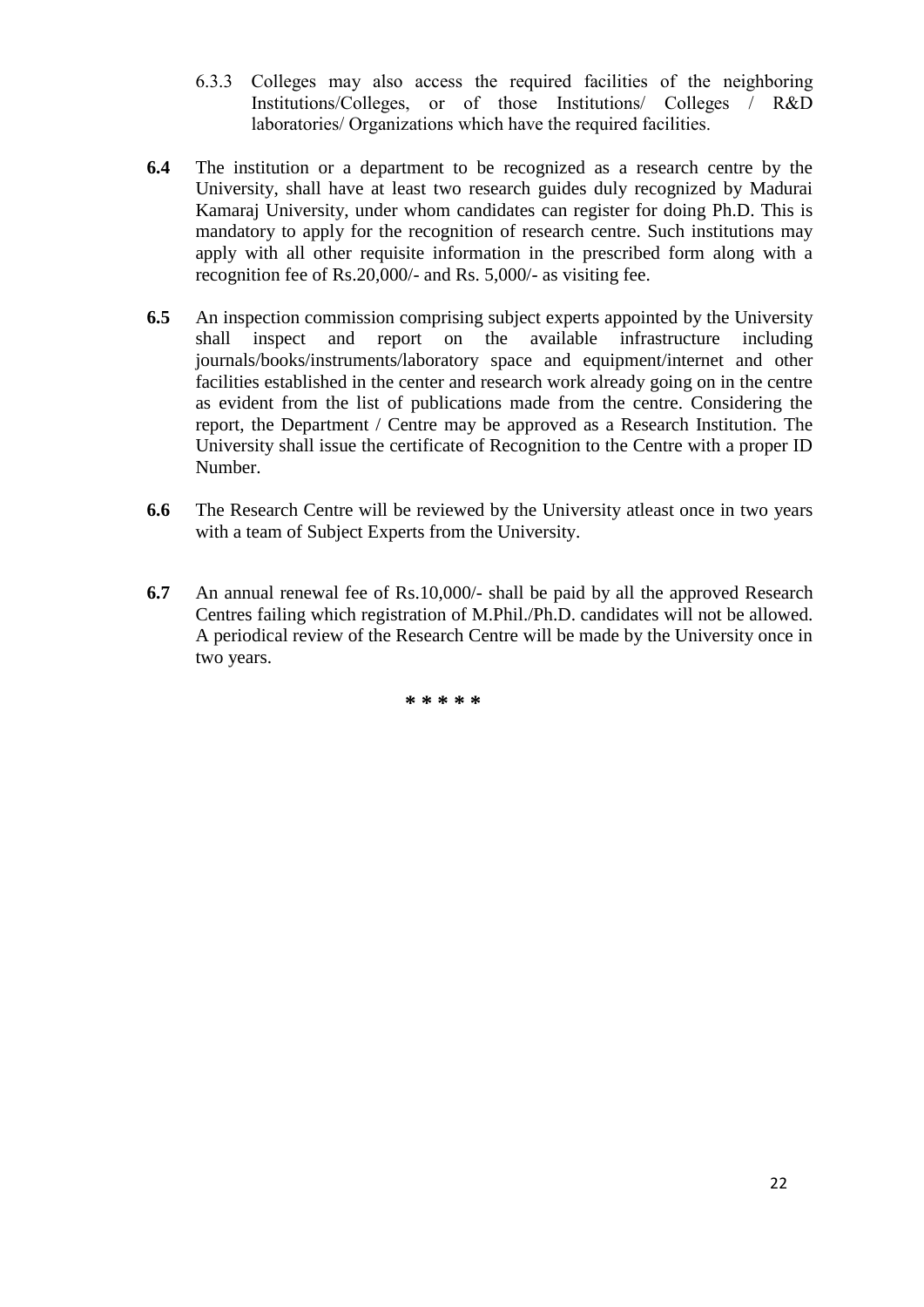6.3.3 Colleges may also access the required facilities of the neighboring Institutions/Colleges, or of those Institutions/ Colleges / R&D laboratories/ Organizations which have the required facilities.

**6.4** The institution or a department to be recognized as a research centre by the University, shall have at least two research guides duly recognized by Madurai Kamaraj University, under whom candidates can register for doing Ph.D. This is mandatory to apply for the recognition of research centre. Such institutions may apply with all other requisite information in the prescribed form along with a recognition fee of Rs.20,000/- and Rs. 5,000/- as visiting fee.

**6.5** An inspection commission comprising subject experts appointed by the University shall inspect and report on the available infrastructure including journals/books/instruments/laboratory space and equipment/internet and other facilities established in the center and research work already going on in the centre as evident from the list of publications made from the centre. Considering the report, the Department / Centre may be approved as a Research Institution. The University shall issue the certificate of Recognition to the Centre with a proper ID Number.

**6.6** The Research Centre will be reviewed by the University atleast once in two years with a team of Subject Experts from the University.

**6.7** An annual renewal fee of Rs.10,000/- shall be paid by all the approved Research Centres failing which registration of M.Phil./Ph.D. candidates will not be allowed. A periodical review of the Research Centre will be made by the University once in two years.

**\* \* \* \* \***